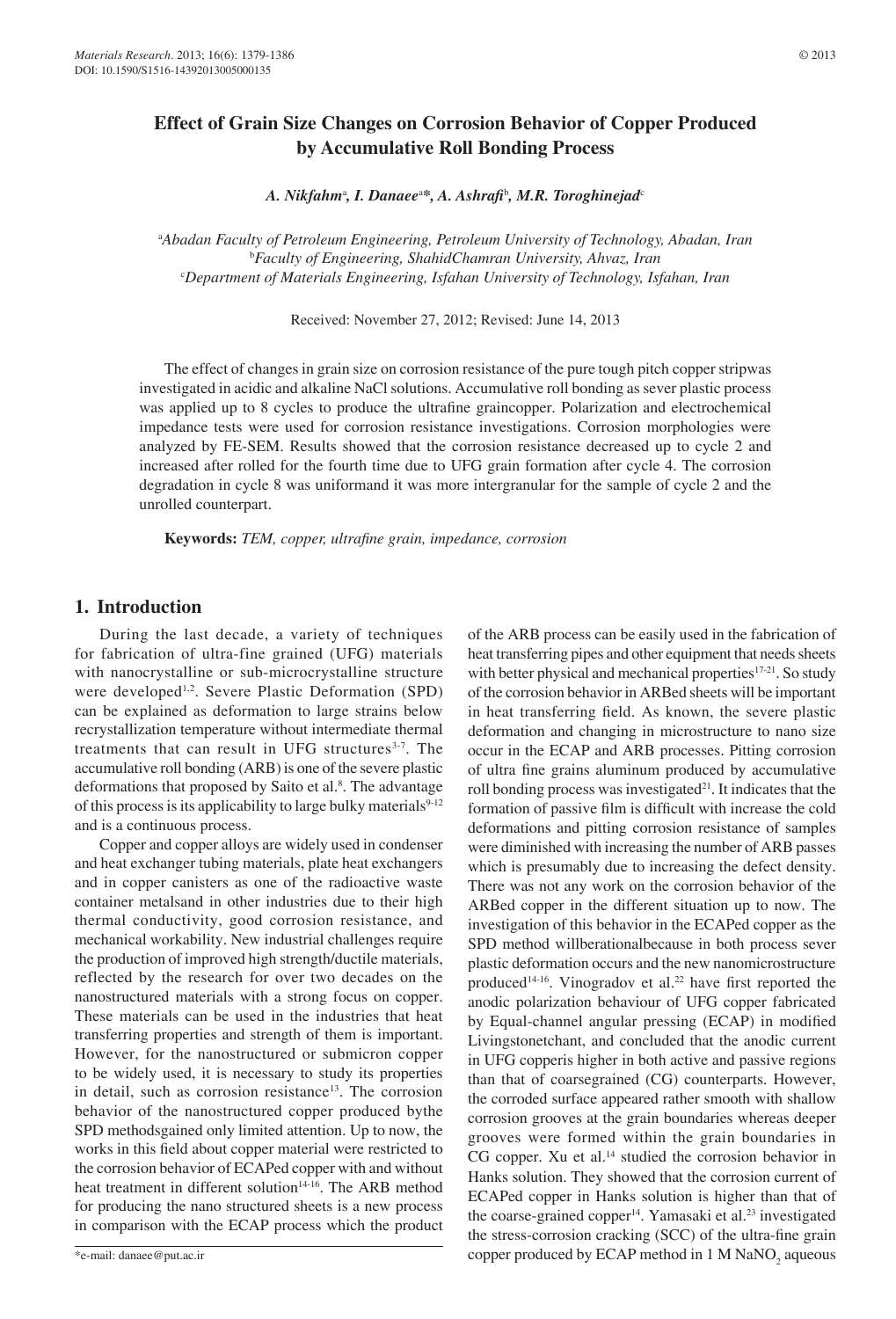# Effect of Grain Size Changes on Corrosion Behavior of Copper Produced by Accumulative Roll Bonding Process

*A. Nikfahm*[a], *I. Danaee*[a]*, *A. Ashrafi*[b], *M.R. Toroghinejad*[c]

[a]*Abadan Faculty of Petroleum Engineering, Petroleum University of Technology, Abadan, Iran*
[b]*Faculty of Engineering, ShahidChamran University, Ahvaz, Iran*
[c]*Department of Materials Engineering, Isfahan University of Technology, Isfahan, Iran*

Received: November 27, 2012; Revised: June 14, 2013

The effect of changes in grain size on corrosion resistance of the pure tough pitch copper stripwas investigated in acidic and alkaline NaCl solutions. Accumulative roll bonding as sever plastic process was applied up to 8 cycles to produce the ultrafine graincopper. Polarization and electrochemical impedance tests were used for corrosion resistance investigations. Corrosion morphologies were analyzed by FE-SEM. Results showed that the corrosion resistance decreased up to cycle 2 and increased after rolled for the fourth time due to UFG grain formation after cycle 4. The corrosion degradation in cycle 8 was uniformand it was more intergranular for the sample of cycle 2 and the unrolled counterpart.

**Keywords:** *TEM, copper, ultrafine grain, impedance, corrosion*

## 1. Introduction

During the last decade, a variety of techniques for fabrication of ultra-fine grained (UFG) materials with nanocrystalline or sub-microcrystalline structure were developed[1,2]. Severe Plastic Deformation (SPD) can be explained as deformation to large strains below recrystallization temperature without intermediate thermal treatments that can result in UFG structures[3-7]. The accumulative roll bonding (ARB) is one of the severe plastic deformations that proposed by Saito et al.[8]. The advantage of this process is its applicability to large bulky materials[9-12] and is a continuous process.

Copper and copper alloys are widely used in condenser and heat exchanger tubing materials, plate heat exchangers and in copper canisters as one of the radioactive waste container metalsand in other industries due to their high thermal conductivity, good corrosion resistance, and mechanical workability. New industrial challenges require the production of improved high strength/ductile materials, reflected by the research for over two decades on the nanostructured materials with a strong focus on copper. These materials can be used in the industries that heat transferring properties and strength of them is important. However, for the nanostructured or submicron copper to be widely used, it is necessary to study its properties in detail, such as corrosion resistance[13]. The corrosion behavior of the nanostructured copper produced bythe SPD methodsgained only limited attention. Up to now, the works in this field about copper material were restricted to the corrosion behavior of ECAPed copper with and without heat treatment in different solution[14-16]. The ARB method for producing the nano structured sheets is a new process in comparison with the ECAP process which the product of the ARB process can be easily used in the fabrication of heat transferring pipes and other equipment that needs sheets with better physical and mechanical properties[17-21]. So study of the corrosion behavior in ARBed sheets will be important in heat transferring field. As known, the severe plastic deformation and changing in microstructure to nano size occur in the ECAP and ARB processes. Pitting corrosion of ultra fine grains aluminum produced by accumulative roll bonding process was investigated[21]. It indicates that the formation of passive film is difficult with increase the cold deformations and pitting corrosion resistance of samples were diminished with increasing the number of ARB passes which is presumably due to increasing the defect density. There was not any work on the corrosion behavior of the ARBed copper in the different situation up to now. The investigation of this behavior in the ECAPed copper as the SPD method willberationalbecause in both process sever plastic deformation occurs and the new nanomicrostructure produced[14-16]. Vinogradov et al.[22] have first reported the anodic polarization behaviour of UFG copper fabricated by Equal-channel angular pressing (ECAP) in modified Livingstonetchant, and concluded that the anodic current in UFG copperis higher in both active and passive regions than that of coarsegrained (CG) counterparts. However, the corroded surface appeared rather smooth with shallow corrosion grooves at the grain boundaries whereas deeper grooves were formed within the grain boundaries in CG copper. Xu et al.[14] studied the corrosion behavior in Hanks solution. They showed that the corrosion current of ECAPed copper in Hanks solution is higher than that of the coarse-grained copper[14]. Yamasaki et al.[23] investigated the stress-corrosion cracking (SCC) of the ultra-fine grain copper produced by ECAP method in 1 M $NaNO_2$ aqueous

*e-mail: danaee@put.ac.ir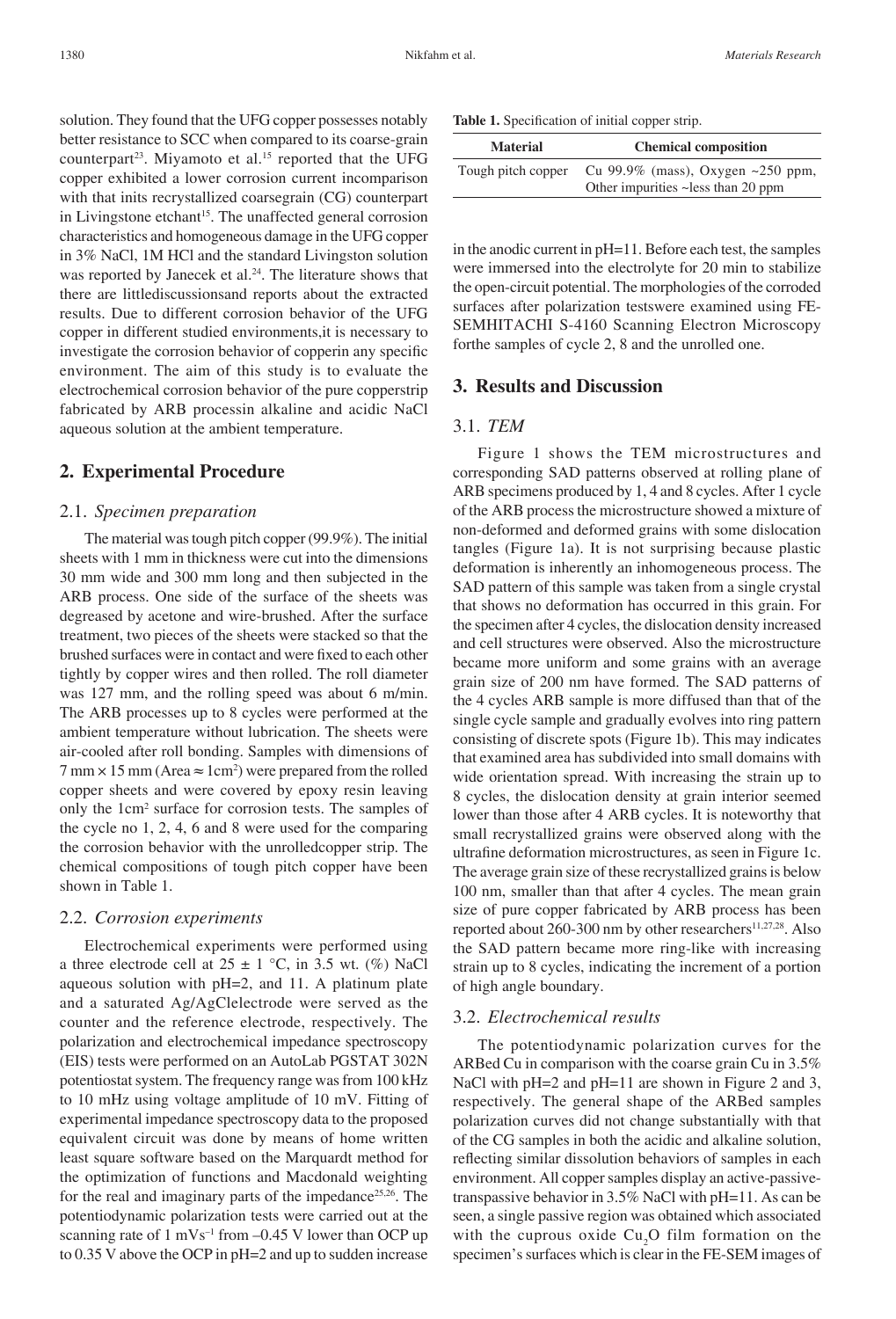solution. They found that the UFG copper possesses notably better resistance to SCC when compared to its coarse-grain counterpart[23]. Miyamoto et al.[15] reported that the UFG copper exhibited a lower corrosion current incomparison with that inits recrystallized coarsegrain (CG) counterpart in Livingstone etchant[15]. The unaffected general corrosion characteristics and homogeneous damage in the UFG copper in 3% NaCl, 1M HCl and the standard Livingston solution was reported by Janecek et al.[24]. The literature shows that there are littlediscussionsand reports about the extracted results. Due to different corrosion behavior of the UFG copper in different studied environments,it is necessary to investigate the corrosion behavior of copperin any specific environment. The aim of this study is to evaluate the electrochemical corrosion behavior of the pure copperstrip fabricated by ARB processin alkaline and acidic NaCl aqueous solution at the ambient temperature.

## 2. Experimental Procedure

### 2.1. *Specimen preparation*

The material was tough pitch copper (99.9%). The initial sheets with 1 mm in thickness were cut into the dimensions 30 mm wide and 300 mm long and then subjected in the ARB process. One side of the surface of the sheets was degreased by acetone and wire-brushed. After the surface treatment, two pieces of the sheets were stacked so that the brushed surfaces were in contact and were fixed to each other tightly by copper wires and then rolled. The roll diameter was 127 mm, and the rolling speed was about 6 m/min. The ARB processes up to 8 cycles were performed at the ambient temperature without lubrication. The sheets were air-cooled after roll bonding. Samples with dimensions of 7 mm × 15 mm (Area ≈ 1cm$^2$) were prepared from the rolled copper sheets and were covered by epoxy resin leaving only the 1cm$^2$ surface for corrosion tests. The samples of the cycle no 1, 2, 4, 6 and 8 were used for the comparing the corrosion behavior with the unrolledcopper strip. The chemical compositions of tough pitch copper have been shown in Table 1.

**Table 1.** Specification of initial copper strip.

| Material | Chemical composition |
|---|---|
| Tough pitch copper | Cu 99.9% (mass), Oxygen ~250 ppm, Other impurities ~less than 20 ppm |

### 2.2. *Corrosion experiments*

Electrochemical experiments were performed using a three electrode cell at 25 ± 1 °C, in 3.5 wt. (%) NaCl aqueous solution with pH=2, and 11. A platinum plate and a saturated Ag/AgClelectrode were served as the counter and the reference electrode, respectively. The polarization and electrochemical impedance spectroscopy (EIS) tests were performed on an AutoLab PGSTAT 302N potentiostat system. The frequency range was from 100 kHz to 10 mHz using voltage amplitude of 10 mV. Fitting of experimental impedance spectroscopy data to the proposed equivalent circuit was done by means of home written least square software based on the Marquardt method for the optimization of functions and Macdonald weighting for the real and imaginary parts of the impedance[25,26]. The potentiodynamic polarization tests were carried out at the scanning rate of 1 mVs$^{-1}$ from –0.45 V lower than OCP up to 0.35 V above the OCP in pH=2 and up to sudden increase in the anodic current in pH=11. Before each test, the samples were immersed into the electrolyte for 20 min to stabilize the open-circuit potential. The morphologies of the corroded surfaces after polarization testswere examined using FE-SEMHITACHI S-4160 Scanning Electron Microscopy forthe samples of cycle 2, 8 and the unrolled one.

## 3. Results and Discussion

### 3.1. *TEM*

Figure 1 shows the TEM microstructures and corresponding SAD patterns observed at rolling plane of ARB specimens produced by 1, 4 and 8 cycles. After 1 cycle of the ARB process the microstructure showed a mixture of non-deformed and deformed grains with some dislocation tangles (Figure 1a). It is not surprising because plastic deformation is inherently an inhomogeneous process. The SAD pattern of this sample was taken from a single crystal that shows no deformation has occurred in this grain. For the specimen after 4 cycles, the dislocation density increased and cell structures were observed. Also the microstructure became more uniform and some grains with an average grain size of 200 nm have formed. The SAD patterns of the 4 cycles ARB sample is more diffused than that of the single cycle sample and gradually evolves into ring pattern consisting of discrete spots (Figure 1b). This may indicates that examined area has subdivided into small domains with wide orientation spread. With increasing the strain up to 8 cycles, the dislocation density at grain interior seemed lower than those after 4 ARB cycles. It is noteworthy that small recrystallized grains were observed along with the ultrafine deformation microstructures, as seen in Figure 1c. The average grain size of these recrystallized grains is below 100 nm, smaller than that after 4 cycles. The mean grain size of pure copper fabricated by ARB process has been reported about 260-300 nm by other researchers[11,27,28]. Also the SAD pattern became more ring-like with increasing strain up to 8 cycles, indicating the increment of a portion of high angle boundary.

### 3.2. *Electrochemical results*

The potentiodynamic polarization curves for the ARBed Cu in comparison with the coarse grain Cu in 3.5% NaCl with pH=2 and pH=11 are shown in Figure 2 and 3, respectively. The general shape of the ARBed samples polarization curves did not change substantially with that of the CG samples in both the acidic and alkaline solution, reflecting similar dissolution behaviors of samples in each environment. All copper samples display an active-passive-transpassive behavior in 3.5% NaCl with pH=11. As can be seen, a single passive region was obtained which associated with the cuprous oxide $Cu_2O$ film formation on the specimen's surfaces which is clear in the FE-SEM images of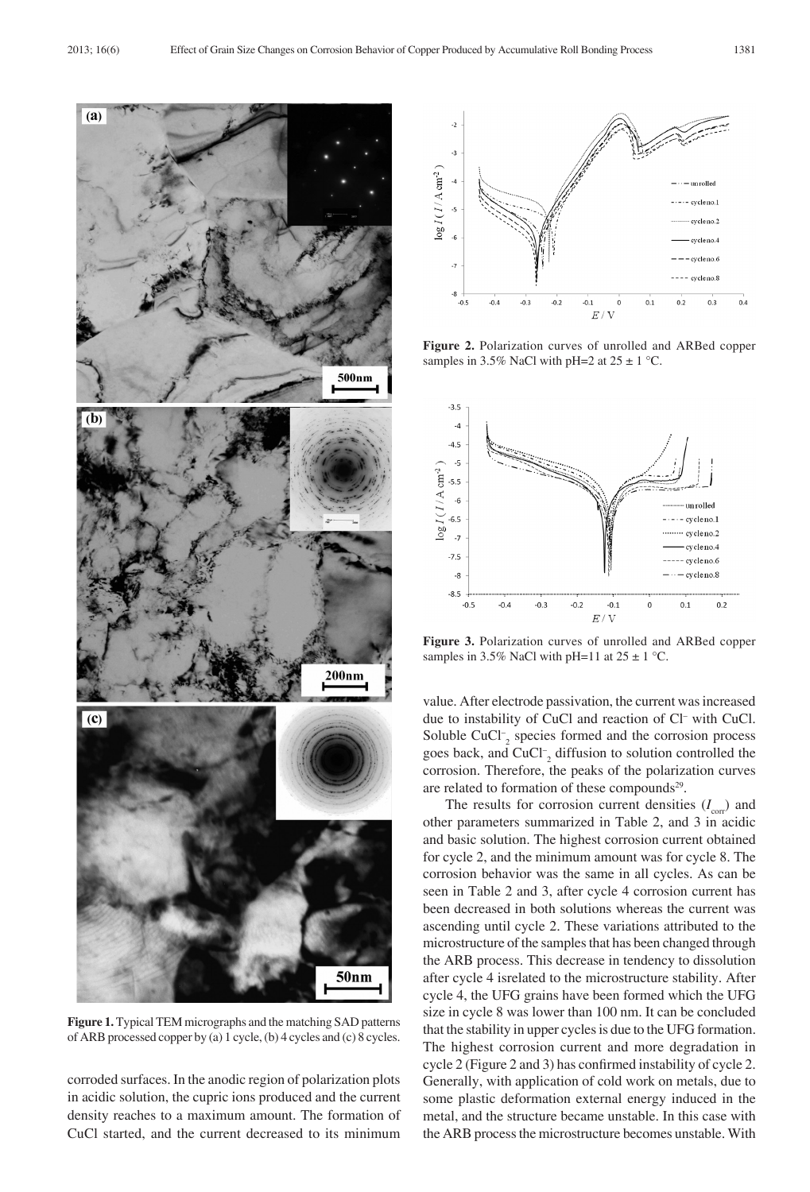**Figure 1.** Typical TEM micrographs and the matching SAD patterns of ARB processed copper by (a) 1 cycle, (b) 4 cycles and (c) 8 cycles.

corroded surfaces. In the anodic region of polarization plots in acidic solution, the cupric ions produced and the current density reaches to a maximum amount. The formation of CuCl started, and the current decreased to its minimum value. After electrode passivation, the current was increased due to instability of CuCl and reaction of $Cl^-$ with CuCl. Soluble $CuCl_2^-$ species formed and the corrosion process goes back, and $CuCl_2^-$ diffusion to solution controlled the corrosion. Therefore, the peaks of the polarization curves are related to formation of these compounds[29].

**Figure 2.** Polarization curves of unrolled and ARBed copper samples in 3.5% NaCl with pH=2 at 25 ± 1 °C.

**Figure 3.** Polarization curves of unrolled and ARBed copper samples in 3.5% NaCl with pH=11 at 25 ± 1 °C.

The results for corrosion current densities ($I_{corr}$) and other parameters summarized in Table 2, and 3 in acidic and basic solution. The highest corrosion current obtained for cycle 2, and the minimum amount was for cycle 8. The corrosion behavior was the same in all cycles. As can be seen in Table 2 and 3, after cycle 4 corrosion current has been decreased in both solutions whereas the current was ascending until cycle 2. These variations attributed to the microstructure of the samples that has been changed through the ARB process. This decrease in tendency to dissolution after cycle 4 isrelated to the microstructure stability. After cycle 4, the UFG grains have been formed which the UFG size in cycle 8 was lower than 100 nm. It can be concluded that the stability in upper cycles is due to the UFG formation. The highest corrosion current and more degradation in cycle 2 (Figure 2 and 3) has confirmed instability of cycle 2. Generally, with application of cold work on metals, due to some plastic deformation external energy induced in the metal, and the structure became unstable. In this case with the ARB process the microstructure becomes unstable. With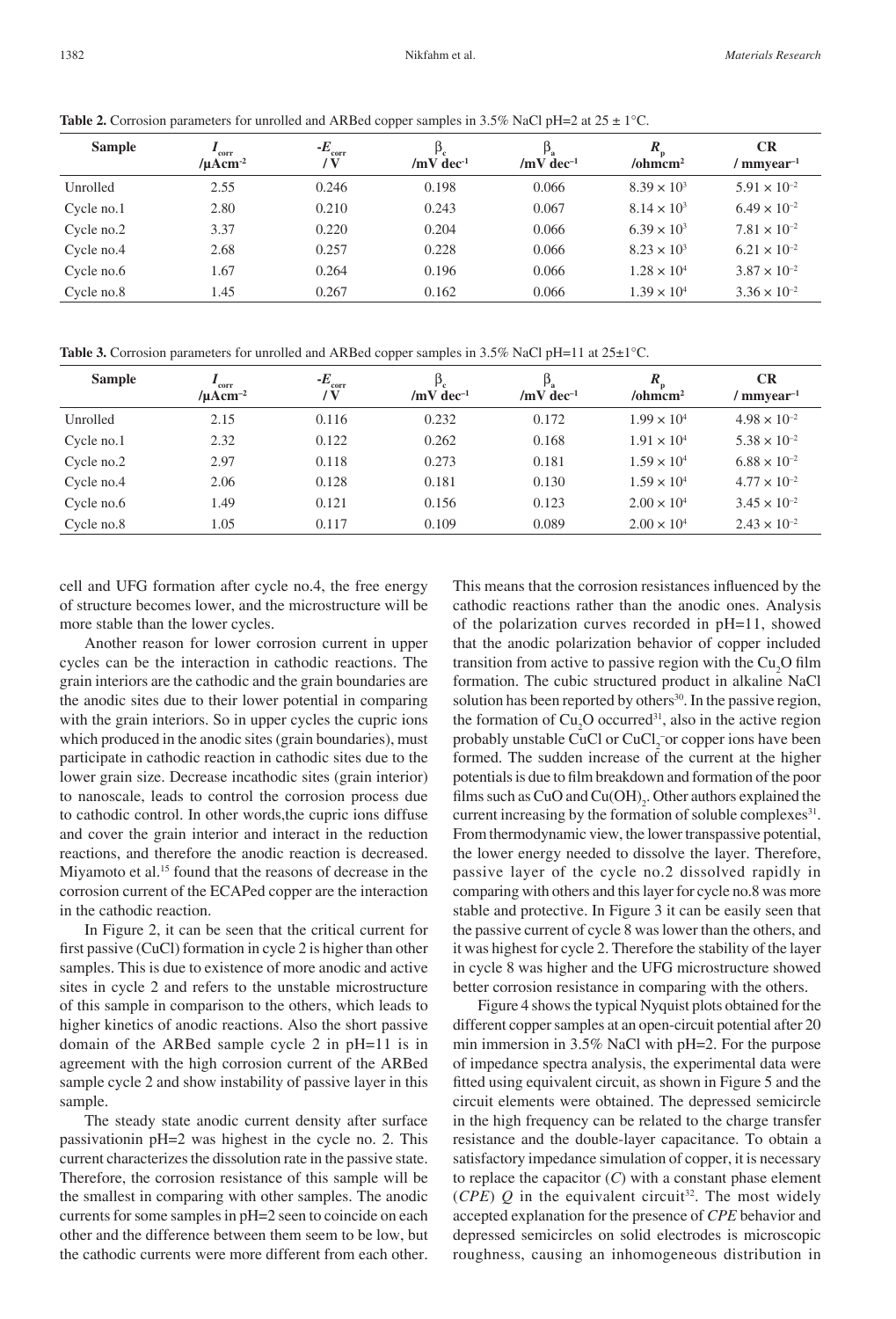**Table 2.** Corrosion parameters for unrolled and ARBed copper samples in 3.5% NaCl pH=2 at 25 ± 1°C.

| Sample | $I_{corr}$ /μAcm$^{-2}$ | $-E_{corr}$ / V | $\beta_c$ /mV dec$^{-1}$ | $\beta_a$ /mV dec$^{-1}$ | $R_p$ /ohmcm$^2$ | CR / mmyear$^{-1}$ |
|---|---|---|---|---|---|---|
| Unrolled | 2.55 | 0.246 | 0.198 | 0.066 | $8.39 \times 10^3$ | $5.91 \times 10^{-2}$ |
| Cycle no.1 | 2.80 | 0.210 | 0.243 | 0.067 | $8.14 \times 10^3$ | $6.49 \times 10^{-2}$ |
| Cycle no.2 | 3.37 | 0.220 | 0.204 | 0.066 | $6.39 \times 10^3$ | $7.81 \times 10^{-2}$ |
| Cycle no.4 | 2.68 | 0.257 | 0.228 | 0.066 | $8.23 \times 10^3$ | $6.21 \times 10^{-2}$ |
| Cycle no.6 | 1.67 | 0.264 | 0.196 | 0.066 | $1.28 \times 10^4$ | $3.87 \times 10^{-2}$ |
| Cycle no.8 | 1.45 | 0.267 | 0.162 | 0.066 | $1.39 \times 10^4$ | $3.36 \times 10^{-2}$ |

**Table 3.** Corrosion parameters for unrolled and ARBed copper samples in 3.5% NaCl pH=11 at 25±1°C.

| Sample | $I_{corr}$ /μAcm$^{-2}$ | $-E_{corr}$ / V | $\beta_c$ /mV dec$^{-1}$ | $\beta_a$ /mV dec$^{-1}$ | $R_p$ /ohmcm$^2$ | CR / mmyear$^{-1}$ |
|---|---|---|---|---|---|---|
| Unrolled | 2.15 | 0.116 | 0.232 | 0.172 | $1.99 \times 10^4$ | $4.98 \times 10^{-2}$ |
| Cycle no.1 | 2.32 | 0.122 | 0.262 | 0.168 | $1.91 \times 10^4$ | $5.38 \times 10^{-2}$ |
| Cycle no.2 | 2.97 | 0.118 | 0.273 | 0.181 | $1.59 \times 10^4$ | $6.88 \times 10^{-2}$ |
| Cycle no.4 | 2.06 | 0.128 | 0.181 | 0.130 | $1.59 \times 10^4$ | $4.77 \times 10^{-2}$ |
| Cycle no.6 | 1.49 | 0.121 | 0.156 | 0.123 | $2.00 \times 10^4$ | $3.45 \times 10^{-2}$ |
| Cycle no.8 | 1.05 | 0.117 | 0.109 | 0.089 | $2.00 \times 10^4$ | $2.43 \times 10^{-2}$ |

cell and UFG formation after cycle no.4, the free energy of structure becomes lower, and the microstructure will be more stable than the lower cycles.

Another reason for lower corrosion current in upper cycles can be the interaction in cathodic reactions. The grain interiors are the cathodic and the grain boundaries are the anodic sites due to their lower potential in comparing with the grain interiors. So in upper cycles the cupric ions which produced in the anodic sites (grain boundaries), must participate in cathodic reaction in cathodic sites due to the lower grain size. Decrease incathodic sites (grain interior) to nanoscale, leads to control the corrosion process due to cathodic control. In other words,the cupric ions diffuse and cover the grain interior and interact in the reduction reactions, and therefore the anodic reaction is decreased. Miyamoto et al.[15] found that the reasons of decrease in the corrosion current of the ECAPed copper are the interaction in the cathodic reaction.

In Figure 2, it can be seen that the critical current for first passive (CuCl) formation in cycle 2 is higher than other samples. This is due to existence of more anodic and active sites in cycle 2 and refers to the unstable microstructure of this sample in comparison to the others, which leads to higher kinetics of anodic reactions. Also the short passive domain of the ARBed sample cycle 2 in pH=11 is in agreement with the high corrosion current of the ARBed sample cycle 2 and show instability of passive layer in this sample.

The steady state anodic current density after surface passivationin pH=2 was highest in the cycle no. 2. This current characterizes the dissolution rate in the passive state. Therefore, the corrosion resistance of this sample will be the smallest in comparing with other samples. The anodic currents for some samples in pH=2 seen to coincide on each other and the difference between them seem to be low, but the cathodic currents were more different from each other. This means that the corrosion resistances influenced by the cathodic reactions rather than the anodic ones. Analysis of the polarization curves recorded in pH=11, showed that the anodic polarization behavior of copper included transition from active to passive region with the $Cu_2O$ film formation. The cubic structured product in alkaline NaCl solution has been reported by others[30]. In the passive region, the formation of $Cu_2O$ occurred[31], also in the active region probably unstable CuCl or $CuCl_2^-$or copper ions have been formed. The sudden increase of the current at the higher potentials is due to film breakdown and formation of the poor films such as CuO and $Cu(OH)_2$. Other authors explained the current increasing by the formation of soluble complexes[31]. From thermodynamic view, the lower transpassive potential, the lower energy needed to dissolve the layer. Therefore, passive layer of the cycle no.2 dissolved rapidly in comparing with others and this layer for cycle no.8 was more stable and protective. In Figure 3 it can be easily seen that the passive current of cycle 8 was lower than the others, and it was highest for cycle 2. Therefore the stability of the layer in cycle 8 was higher and the UFG microstructure showed better corrosion resistance in comparing with the others.

Figure 4 shows the typical Nyquist plots obtained for the different copper samples at an open-circuit potential after 20 min immersion in 3.5% NaCl with pH=2. For the purpose of impedance spectra analysis, the experimental data were fitted using equivalent circuit, as shown in Figure 5 and the circuit elements were obtained. The depressed semicircle in the high frequency can be related to the charge transfer resistance and the double-layer capacitance. To obtain a satisfactory impedance simulation of copper, it is necessary to replace the capacitor ($C$) with a constant phase element (*CPE*) $Q$ in the equivalent circuit[32]. The most widely accepted explanation for the presence of *CPE* behavior and depressed semicircles on solid electrodes is microscopic roughness, causing an inhomogeneous distribution in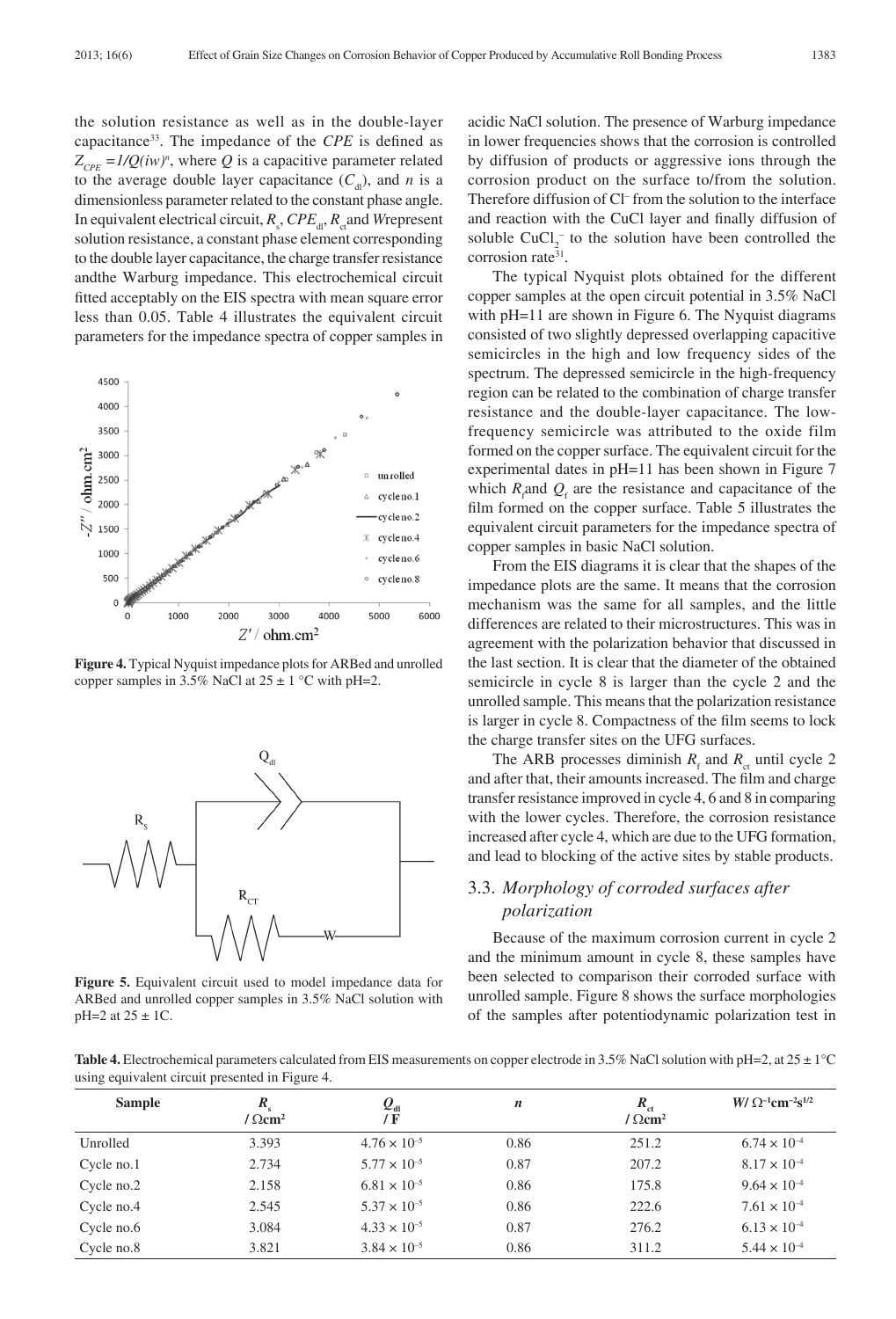the solution resistance as well as in the double-layer capacitance[33]. The impedance of the *CPE* is defined as $Z_{CPE} = 1/Q(iw)^n$, where $Q$ is a capacitive parameter related to the average double layer capacitance ($C_{dl}$), and $n$ is a dimensionless parameter related to the constant phase angle. In equivalent electrical circuit, $R_s$, $CPE_{dl}$, $R_{ct}$ and *W* represent solution resistance, a constant phase element corresponding to the double layer capacitance, the charge transfer resistance and the Warburg impedance. This electrochemical circuit fitted acceptably on the EIS spectra with mean square error less than 0.05. Table 4 illustrates the equivalent circuit parameters for the impedance spectra of copper samples in acidic NaCl solution. The presence of Warburg impedance in lower frequencies shows that the corrosion is controlled by diffusion of products or aggressive ions through the corrosion product on the surface to/from the solution. Therefore diffusion of $Cl^-$ from the solution to the interface and reaction with the CuCl layer and finally diffusion of soluble $CuCl_2^-$ to the solution have been controlled the corrosion rate[31].

**Figure 4.** Typical Nyquist impedance plots for ARBed and unrolled copper samples in 3.5% NaCl at 25 ± 1 °C with pH=2.

**Figure 5.** Equivalent circuit used to model impedance data for ARBed and unrolled copper samples in 3.5% NaCl solution with pH=2 at 25 ± 1C.

The typical Nyquist plots obtained for the different copper samples at the open circuit potential in 3.5% NaCl with pH=11 are shown in Figure 6. The Nyquist diagrams consisted of two slightly depressed overlapping capacitive semicircles in the high and low frequency sides of the spectrum. The depressed semicircle in the high-frequency region can be related to the combination of charge transfer resistance and the double-layer capacitance. The low-frequency semicircle was attributed to the oxide film formed on the copper surface. The equivalent circuit for the experimental dates in pH=11 has been shown in Figure 7 which $R_f$ and $Q_f$ are the resistance and capacitance of the film formed on the copper surface. Table 5 illustrates the equivalent circuit parameters for the impedance spectra of copper samples in basic NaCl solution.

From the EIS diagrams it is clear that the shapes of the impedance plots are the same. It means that the corrosion mechanism was the same for all samples, and the little differences are related to their microstructures. This was in agreement with the polarization behavior that discussed in the last section. It is clear that the diameter of the obtained semicircle in cycle 8 is larger than the cycle 2 and the unrolled sample. This means that the polarization resistance is larger in cycle 8. Compactness of the film seems to lock the charge transfer sites on the UFG surfaces.

The ARB processes diminish $R_f$ and $R_{ct}$ until cycle 2 and after that, their amounts increased. The film and charge transfer resistance improved in cycle 4, 6 and 8 in comparing with the lower cycles. Therefore, the corrosion resistance increased after cycle 4, which are due to the UFG formation, and lead to blocking of the active sites by stable products.

## 3.3. *Morphology of corroded surfaces after polarization*

Because of the maximum corrosion current in cycle 2 and the minimum amount in cycle 8, these samples have been selected to comparison their corroded surface with unrolled sample. Figure 8 shows the surface morphologies of the samples after potentiodynamic polarization test in

**Table 4.** Electrochemical parameters calculated from EIS measurements on copper electrode in 3.5% NaCl solution with pH=2, at 25 ± 1°C using equivalent circuit presented in Figure 4.

| Sample | $R_s$ / Ωcm² | $Q_{dl}$ / F | *n* | $R_{ct}$ / Ωcm² | $W$/ $\Omega^{-1}cm^{-2}s^{1/2}$ |
|---|---|---|---|---|---|
| Unrolled | 3.393 | $4.76 \times 10^{-5}$ | 0.86 | 251.2 | $6.74 \times 10^{-4}$ |
| Cycle no.1 | 2.734 | $5.77 \times 10^{-5}$ | 0.87 | 207.2 | $8.17 \times 10^{-4}$ |
| Cycle no.2 | 2.158 | $6.81 \times 10^{-5}$ | 0.86 | 175.8 | $9.64 \times 10^{-4}$ |
| Cycle no.4 | 2.545 | $5.37 \times 10^{-5}$ | 0.86 | 222.6 | $7.61 \times 10^{-4}$ |
| Cycle no.6 | 3.084 | $4.33 \times 10^{-5}$ | 0.87 | 276.2 | $6.13 \times 10^{-4}$ |
| Cycle no.8 | 3.821 | $3.84 \times 10^{-5}$ | 0.86 | 311.2 | $5.44 \times 10^{-4}$ |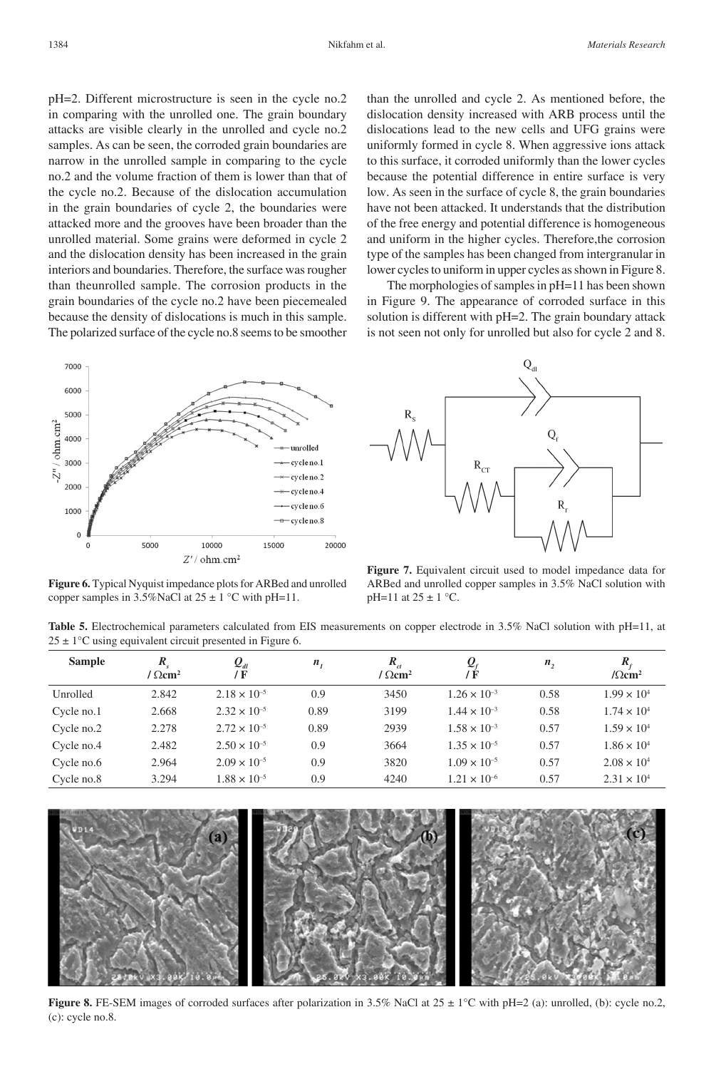pH=2. Different microstructure is seen in the cycle no.2 in comparing with the unrolled one. The grain boundary attacks are visible clearly in the unrolled and cycle no.2 samples. As can be seen, the corroded grain boundaries are narrow in the unrolled sample in comparing to the cycle no.2 and the volume fraction of them is lower than that of the cycle no.2. Because of the dislocation accumulation in the grain boundaries of cycle 2, the boundaries were attacked more and the grooves have been broader than the unrolled material. Some grains were deformed in cycle 2 and the dislocation density has been increased in the grain interiors and boundaries. Therefore, the surface was rougher than theunrolled sample. The corrosion products in the grain boundaries of the cycle no.2 have been piecemealed because the density of dislocations is much in this sample. The polarized surface of the cycle no.8 seems to be smoother than the unrolled and cycle 2. As mentioned before, the dislocation density increased with ARB process until the dislocations lead to the new cells and UFG grains were uniformly formed in cycle 8. When aggressive ions attack to this surface, it corroded uniformly than the lower cycles because the potential difference in entire surface is very low. As seen in the surface of cycle 8, the grain boundaries have not been attacked. It understands that the distribution of the free energy and potential difference is homogeneous and uniform in the higher cycles. Therefore,the corrosion type of the samples has been changed from intergranular in lower cycles to uniform in upper cycles as shown in Figure 8.

The morphologies of samples in pH=11 has been shown in Figure 9. The appearance of corroded surface in this solution is different with pH=2. The grain boundary attack is not seen not only for unrolled but also for cycle 2 and 8.

**Figure 6.** Typical Nyquist impedance plots for ARBed and unrolled copper samples in 3.5%NaCl at 25 ± 1 °C with pH=11.

**Figure 7.** Equivalent circuit used to model impedance data for ARBed and unrolled copper samples in 3.5% NaCl solution with pH=11 at 25 ± 1 °C.

**Table 5.** Electrochemical parameters calculated from EIS measurements on copper electrode in 3.5% NaCl solution with pH=11, at 25 ± 1°C using equivalent circuit presented in Figure 6.

| Sample | $R_s$ / $\Omega$cm² | $Q_{dl}$ / F | $n_1$ | $R_{ct}$ / $\Omega$cm² | $Q_f$ / F | $n_2$ | $R_f$ /$\Omega$cm² |
|---|---|---|---|---|---|---|---|
| Unrolled | 2.842 | $2.18 \times 10^{-5}$ | 0.9 | 3450 | $1.26 \times 10^{-3}$ | 0.58 | $1.99 \times 10^{4}$ |
| Cycle no.1 | 2.668 | $2.32 \times 10^{-5}$ | 0.89 | 3199 | $1.44 \times 10^{-3}$ | 0.58 | $1.74 \times 10^{4}$ |
| Cycle no.2 | 2.278 | $2.72 \times 10^{-5}$ | 0.89 | 2939 | $1.58 \times 10^{-3}$ | 0.57 | $1.59 \times 10^{4}$ |
| Cycle no.4 | 2.482 | $2.50 \times 10^{-5}$ | 0.9 | 3664 | $1.35 \times 10^{-5}$ | 0.57 | $1.86 \times 10^{4}$ |
| Cycle no.6 | 2.964 | $2.09 \times 10^{-5}$ | 0.9 | 3820 | $1.09 \times 10^{-5}$ | 0.57 | $2.08 \times 10^{4}$ |
| Cycle no.8 | 3.294 | $1.88 \times 10^{-5}$ | 0.9 | 4240 | $1.21 \times 10^{-6}$ | 0.57 | $2.31 \times 10^{4}$ |

**Figure 8.** FE-SEM images of corroded surfaces after polarization in 3.5% NaCl at 25 ± 1°C with pH=2 (a): unrolled, (b): cycle no.2, (c): cycle no.8.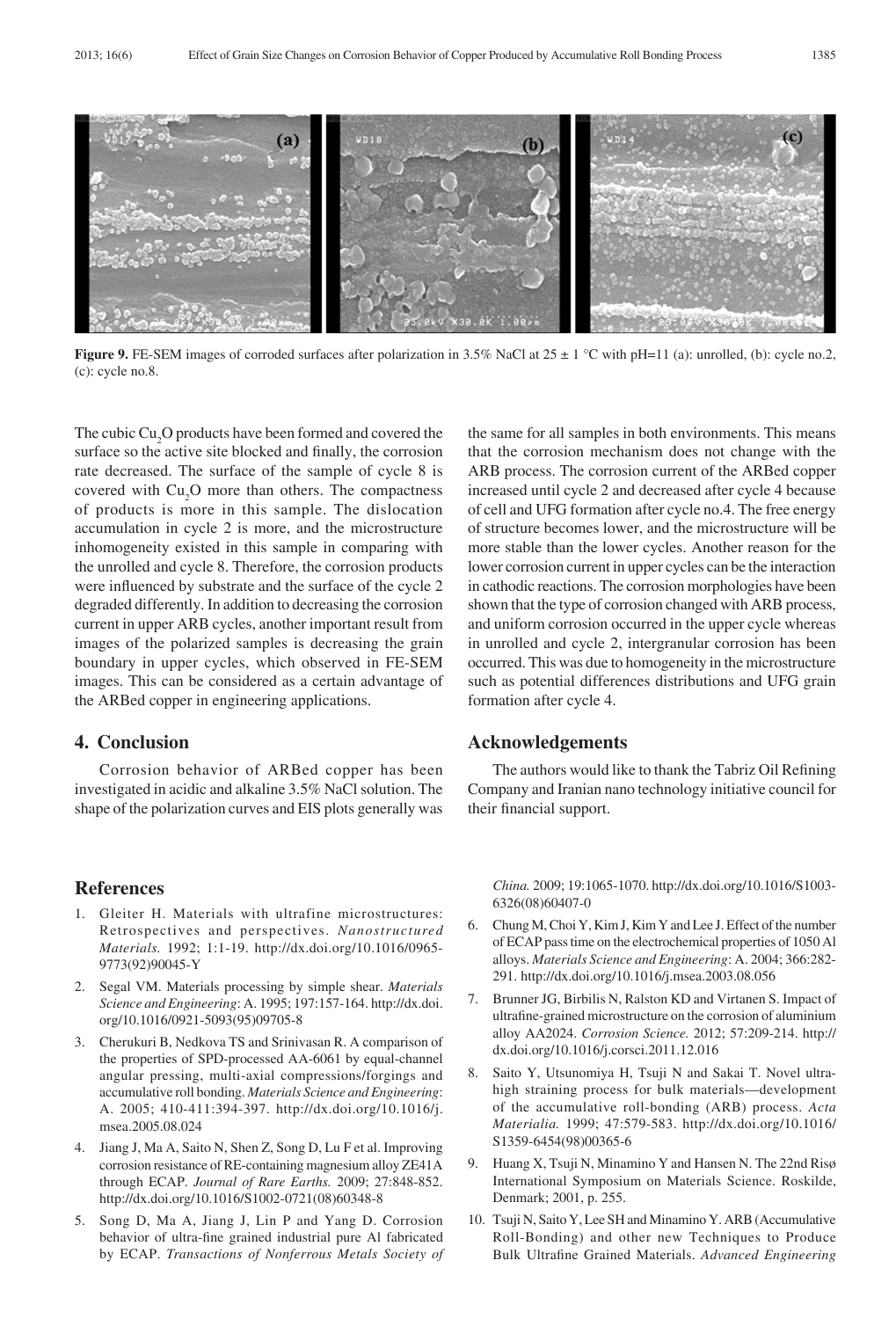**Figure 9.** FE-SEM images of corroded surfaces after polarization in 3.5% NaCl at 25 ± 1 °C with pH=11 (a): unrolled, (b): cycle no.2, (c): cycle no.8.

The cubic $Cu_2O$ products have been formed and covered the surface so the active site blocked and finally, the corrosion rate decreased. The surface of the sample of cycle 8 is covered with $Cu_2O$ more than others. The compactness of products is more in this sample. The dislocation accumulation in cycle 2 is more, and the microstructure inhomogeneity existed in this sample in comparing with the unrolled and cycle 8. Therefore, the corrosion products were influenced by substrate and the surface of the cycle 2 degraded differently. In addition to decreasing the corrosion current in upper ARB cycles, another important result from images of the polarized samples is decreasing the grain boundary in upper cycles, which observed in FE-SEM images. This can be considered as a certain advantage of the ARBed copper in engineering applications.

## 4. Conclusion

Corrosion behavior of ARBed copper has been investigated in acidic and alkaline 3.5% NaCl solution. The shape of the polarization curves and EIS plots generally was the same for all samples in both environments. This means that the corrosion mechanism does not change with the ARB process. The corrosion current of the ARBed copper increased until cycle 2 and decreased after cycle 4 because of cell and UFG formation after cycle no.4. The free energy of structure becomes lower, and the microstructure will be more stable than the lower cycles. Another reason for the lower corrosion current in upper cycles can be the interaction in cathodic reactions. The corrosion morphologies have been shown that the type of corrosion changed with ARB process, and uniform corrosion occurred in the upper cycle whereas in unrolled and cycle 2, intergranular corrosion has been occurred. This was due to homogeneity in the microstructure such as potential differences distributions and UFG grain formation after cycle 4.

## Acknowledgements

The authors would like to thank the Tabriz Oil Refining Company and Iranian nano technology initiative council for their financial support.

## References

1. Gleiter H. Materials with ultrafine microstructures: Retrospectives and perspectives. *Nanostructured Materials.* 1992; 1:1-19. http://dx.doi.org/10.1016/0965-9773(92)90045-Y
2. Segal VM. Materials processing by simple shear. *Materials Science and Engineering*: A. 1995; 197:157-164. http://dx.doi.org/10.1016/0921-5093(95)09705-8
3. Cherukuri B, Nedkova TS and Srinivasan R. A comparison of the properties of SPD-processed AA-6061 by equal-channel angular pressing, multi-axial compressions/forgings and accumulative roll bonding. *Materials Science and Engineering*: A. 2005; 410-411:394-397. http://dx.doi.org/10.1016/j.msea.2005.08.024
4. Jiang J, Ma A, Saito N, Shen Z, Song D, Lu F et al. Improving corrosion resistance of RE-containing magnesium alloy ZE41A through ECAP. *Journal of Rare Earths.* 2009; 27:848-852. http://dx.doi.org/10.1016/S1002-0721(08)60348-8
5. Song D, Ma A, Jiang J, Lin P and Yang D. Corrosion behavior of ultra-fine grained industrial pure Al fabricated by ECAP. *Transactions of Nonferrous Metals Society of China.* 2009; 19:1065-1070. http://dx.doi.org/10.1016/S1003-6326(08)60407-0
6. Chung M, Choi Y, Kim J, Kim Y and Lee J. Effect of the number of ECAP pass time on the electrochemical properties of 1050 Al alloys. *Materials Science and Engineering*: A. 2004; 366:282-291. http://dx.doi.org/10.1016/j.msea.2003.08.056
7. Brunner JG, Birbilis N, Ralston KD and Virtanen S. Impact of ultrafine-grained microstructure on the corrosion of aluminium alloy AA2024. *Corrosion Science.* 2012; 57:209-214. http://dx.doi.org/10.1016/j.corsci.2011.12.016
8. Saito Y, Utsunomiya H, Tsuji N and Sakai T. Novel ultra-high straining process for bulk materials—development of the accumulative roll-bonding (ARB) process. *Acta Materialia.* 1999; 47:579-583. http://dx.doi.org/10.1016/S1359-6454(98)00365-6
9. Huang X, Tsuji N, Minamino Y and Hansen N. The 22nd Risø International Symposium on Materials Science. Roskilde, Denmark; 2001, p. 255.
10. Tsuji N, Saito Y, Lee SH and Minamino Y. ARB (Accumulative Roll-Bonding) and other new Techniques to Produce Bulk Ultrafine Grained Materials. *Advanced Engineering*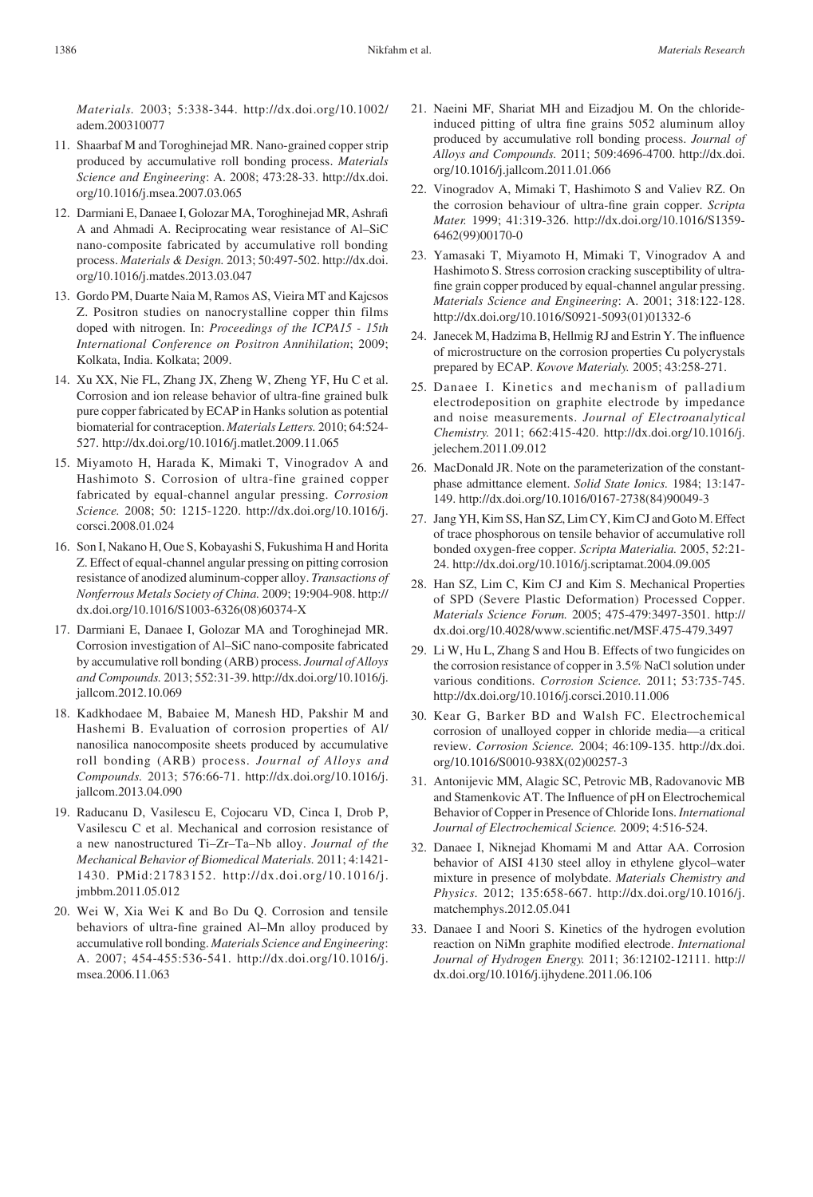*Materials.* 2003; 5:338-344. http://dx.doi.org/10.1002/adem.200310077

11. Shaarbaf M and Toroghinejad MR. Nano-grained copper strip produced by accumulative roll bonding process. *Materials Science and Engineering*: A. 2008; 473:28-33. http://dx.doi.org/10.1016/j.msea.2007.03.065
12. Darmiani E, Danaee I, Golozar MA, Toroghinejad MR, Ashrafi A and Ahmadi A. Reciprocating wear resistance of Al–SiC nano-composite fabricated by accumulative roll bonding process. *Materials & Design.* 2013; 50:497-502. http://dx.doi.org/10.1016/j.matdes.2013.03.047
13. Gordo PM, Duarte Naia M, Ramos AS, Vieira MT and Kajcsos Z. Positron studies on nanocrystalline copper thin films doped with nitrogen. In: *Proceedings of the ICPA15 - 15th International Conference on Positron Annihilation*; 2009; Kolkata, India. Kolkata; 2009.
14. Xu XX, Nie FL, Zhang JX, Zheng W, Zheng YF, Hu C et al. Corrosion and ion release behavior of ultra-fine grained bulk pure copper fabricated by ECAP in Hanks solution as potential biomaterial for contraception. *Materials Letters.* 2010; 64:524-527. http://dx.doi.org/10.1016/j.matlet.2009.11.065
15. Miyamoto H, Harada K, Mimaki T, Vinogradov A and Hashimoto S. Corrosion of ultra-fine grained copper fabricated by equal-channel angular pressing. *Corrosion Science.* 2008; 50: 1215-1220. http://dx.doi.org/10.1016/j.corsci.2008.01.024
16. Son I, Nakano H, Oue S, Kobayashi S, Fukushima H and Horita Z. Effect of equal-channel angular pressing on pitting corrosion resistance of anodized aluminum-copper alloy. *Transactions of Nonferrous Metals Society of China.* 2009; 19:904-908. http://dx.doi.org/10.1016/S1003-6326(08)60374-X
17. Darmiani E, Danaee I, Golozar MA and Toroghinejad MR. Corrosion investigation of Al–SiC nano-composite fabricated by accumulative roll bonding (ARB) process. *Journal of Alloys and Compounds.* 2013; 552:31-39. http://dx.doi.org/10.1016/j.jallcom.2012.10.069
18. Kadkhodaee M, Babaiee M, Manesh HD, Pakshir M and Hashemi B. Evaluation of corrosion properties of Al/nanosilica nanocomposite sheets produced by accumulative roll bonding (ARB) process. *Journal of Alloys and Compounds.* 2013; 576:66-71. http://dx.doi.org/10.1016/j.jallcom.2013.04.090
19. Raducanu D, Vasilescu E, Cojocaru VD, Cinca I, Drob P, Vasilescu C et al. Mechanical and corrosion resistance of a new nanostructured Ti–Zr–Ta–Nb alloy. *Journal of the Mechanical Behavior of Biomedical Materials.* 2011; 4:1421-1430. PMid:21783152. http://dx.doi.org/10.1016/j.jmbbm.2011.05.012
20. Wei W, Xia Wei K and Bo Du Q. Corrosion and tensile behaviors of ultra-fine grained Al–Mn alloy produced by accumulative roll bonding. *Materials Science and Engineering*: A. 2007; 454-455:536-541. http://dx.doi.org/10.1016/j.msea.2006.11.063
21. Naeini MF, Shariat MH and Eizadjou M. On the chloride-induced pitting of ultra fine grains 5052 aluminum alloy produced by accumulative roll bonding process. *Journal of Alloys and Compounds.* 2011; 509:4696-4700. http://dx.doi.org/10.1016/j.jallcom.2011.01.066
22. Vinogradov A, Mimaki T, Hashimoto S and Valiev RZ. On the corrosion behaviour of ultra-fine grain copper. *Scripta Mater.* 1999; 41:319-326. http://dx.doi.org/10.1016/S1359-6462(99)00170-0
23. Yamasaki T, Miyamoto H, Mimaki T, Vinogradov A and Hashimoto S. Stress corrosion cracking susceptibility of ultra-fine grain copper produced by equal-channel angular pressing. *Materials Science and Engineering*: A. 2001; 318:122-128. http://dx.doi.org/10.1016/S0921-5093(01)01332-6
24. Janecek M, Hadzima B, Hellmig RJ and Estrin Y. The influence of microstructure on the corrosion properties Cu polycrystals prepared by ECAP. *Kovove Materialy.* 2005; 43:258-271.
25. Danaee I. Kinetics and mechanism of palladium electrodeposition on graphite electrode by impedance and noise measurements. *Journal of Electroanalytical Chemistry.* 2011; 662:415-420. http://dx.doi.org/10.1016/j.jelechem.2011.09.012
26. MacDonald JR. Note on the parameterization of the constant-phase admittance element. *Solid State Ionics.* 1984; 13:147-149. http://dx.doi.org/10.1016/0167-2738(84)90049-3
27. Jang YH, Kim SS, Han SZ, Lim CY, Kim CJ and Goto M. Effect of trace phosphorous on tensile behavior of accumulative roll bonded oxygen-free copper. *Scripta Materialia.* 2005, 52:21-24. http://dx.doi.org/10.1016/j.scriptamat.2004.09.005
28. Han SZ, Lim C, Kim CJ and Kim S. Mechanical Properties of SPD (Severe Plastic Deformation) Processed Copper. *Materials Science Forum.* 2005; 475-479:3497-3501. http://dx.doi.org/10.4028/www.scientific.net/MSF.475-479.3497
29. Li W, Hu L, Zhang S and Hou B. Effects of two fungicides on the corrosion resistance of copper in 3.5% NaCl solution under various conditions. *Corrosion Science.* 2011; 53:735-745. http://dx.doi.org/10.1016/j.corsci.2010.11.006
30. Kear G, Barker BD and Walsh FC. Electrochemical corrosion of unalloyed copper in chloride media—a critical review. *Corrosion Science.* 2004; 46:109-135. http://dx.doi.org/10.1016/S0010-938X(02)00257-3
31. Antonijevic MM, Alagic SC, Petrovic MB, Radovanovic MB and Stamenkovic AT. The Influence of pH on Electrochemical Behavior of Copper in Presence of Chloride Ions. *International Journal of Electrochemical Science.* 2009; 4:516-524.
32. Danaee I, Niknejad Khomami M and Attar AA. Corrosion behavior of AISI 4130 steel alloy in ethylene glycol–water mixture in presence of molybdate. *Materials Chemistry and Physics.* 2012; 135:658-667. http://dx.doi.org/10.1016/j.matchemphys.2012.05.041
33. Danaee I and Noori S. Kinetics of the hydrogen evolution reaction on NiMn graphite modified electrode. *International Journal of Hydrogen Energy.* 2011; 36:12102-12111. http://dx.doi.org/10.1016/j.ijhydene.2011.06.106